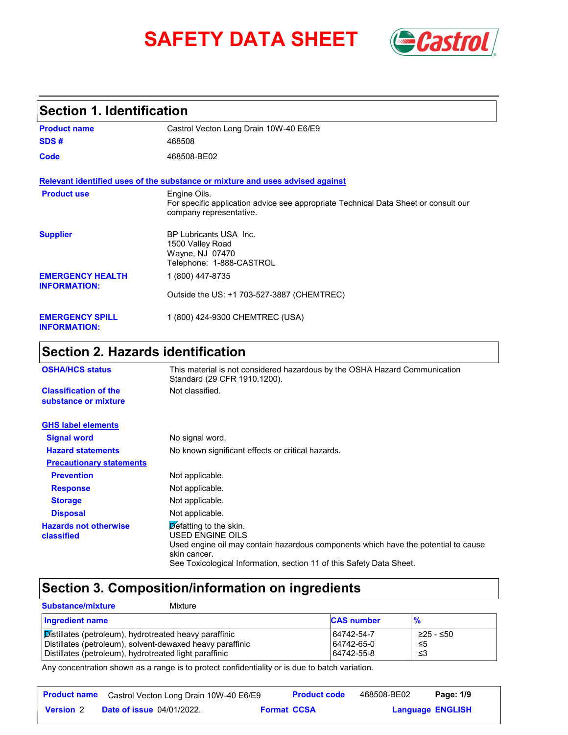# SAFETY DATA SHEET

## Section 1. Identification

| | |
|---|---|
| **Product name** | Castrol Vecton Long Drain 10W-40 E6/E9 |
| **SDS #** | 468508 |
| **Code** | 468508-BE02 |

**Relevant identified uses of the substance or mixture and uses advised against**

| | |
|---|---|
| **Product use** | Engine Oils.<br>For specific application advice see appropriate Technical Data Sheet or consult our company representative. |
| **Supplier** | BP Lubricants USA Inc.<br>1500 Valley Road<br>Wayne, NJ 07470<br>Telephone: 1-888-CASTROL |
| **EMERGENCY HEALTH INFORMATION:** | 1 (800) 447-8735<br><br>Outside the US: +1 703-527-3887 (CHEMTREC) |
| **EMERGENCY SPILL INFORMATION:** | 1 (800) 424-9300 CHEMTREC (USA) |

## Section 2. Hazards identification

| | |
|---|---|
| **OSHA/HCS status** | This material is not considered hazardous by the OSHA Hazard Communication Standard (29 CFR 1910.1200). |
| **Classification of the substance or mixture** | Not classified. |

**GHS label elements**

| | |
|---|---|
| **Signal word** | No signal word. |
| **Hazard statements** | No known significant effects or critical hazards. |

**Precautionary statements**

| | |
|---|---|
| **Prevention** | Not applicable. |
| **Response** | Not applicable. |
| **Storage** | Not applicable. |
| **Disposal** | Not applicable. |
| **Hazards not otherwise classified** | Defatting to the skin.<br>USED ENGINE OILS<br>Used engine oil may contain hazardous components which have the potential to cause skin cancer.<br>See Toxicological Information, section 11 of this Safety Data Sheet. |

## Section 3. Composition/information on ingredients

**Substance/mixture** Mixture

| Ingredient name | CAS number | % |
|---|---|---|
| Distillates (petroleum), hydrotreated heavy paraffinic | 64742-54-7 | ≥25 - ≤50 |
| Distillates (petroleum), solvent-dewaxed heavy paraffinic | 64742-65-0 | ≤5 |
| Distillates (petroleum), hydrotreated light paraffinic | 64742-55-8 | ≤3 |

Any concentration shown as a range is to protect confidentiality or is due to batch variation.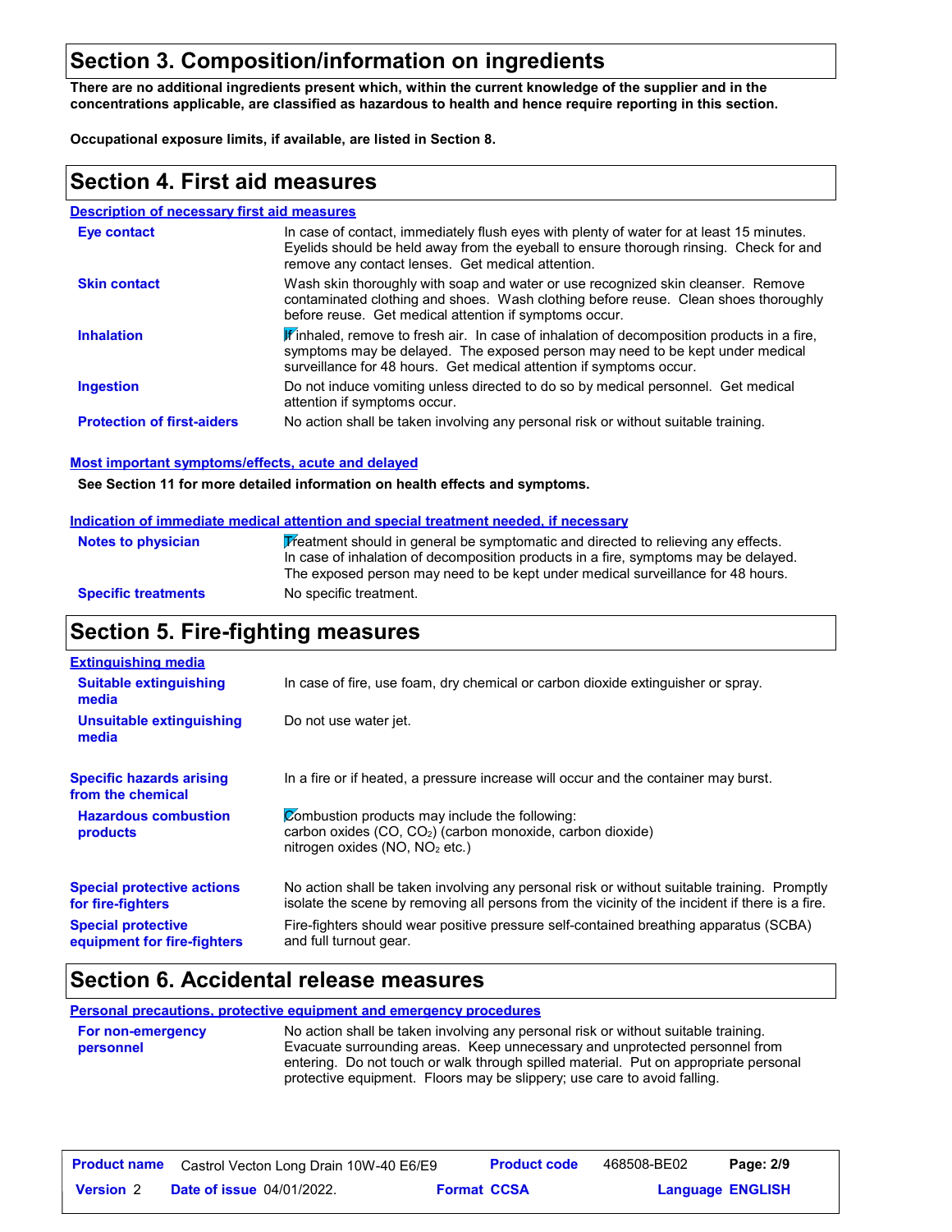## Section 3. Composition/information on ingredients

**There are no additional ingredients present which, within the current knowledge of the supplier and in the concentrations applicable, are classified as hazardous to health and hence require reporting in this section.**

**Occupational exposure limits, if available, are listed in Section 8.**

## Section 4. First aid measures

### Description of necessary first aid measures

| | |
|---|---|
| **Eye contact** | In case of contact, immediately flush eyes with plenty of water for at least 15 minutes. Eyelids should be held away from the eyeball to ensure thorough rinsing. Check for and remove any contact lenses. Get medical attention. |
| **Skin contact** | Wash skin thoroughly with soap and water or use recognized skin cleanser. Remove contaminated clothing and shoes. Wash clothing before reuse. Clean shoes thoroughly before reuse. Get medical attention if symptoms occur. |
| **Inhalation** | If inhaled, remove to fresh air. In case of inhalation of decomposition products in a fire, symptoms may be delayed. The exposed person may need to be kept under medical surveillance for 48 hours. Get medical attention if symptoms occur. |
| **Ingestion** | Do not induce vomiting unless directed to do so by medical personnel. Get medical attention if symptoms occur. |
| **Protection of first-aiders** | No action shall be taken involving any personal risk or without suitable training. |

### Most important symptoms/effects, acute and delayed

**See Section 11 for more detailed information on health effects and symptoms.**

### Indication of immediate medical attention and special treatment needed, if necessary

| | |
|---|---|
| **Notes to physician** | Treatment should in general be symptomatic and directed to relieving any effects. In case of inhalation of decomposition products in a fire, symptoms may be delayed. The exposed person may need to be kept under medical surveillance for 48 hours. |
| **Specific treatments** | No specific treatment. |

## Section 5. Fire-fighting measures

### Extinguishing media

| | |
|---|---|
| **Suitable extinguishing media** | In case of fire, use foam, dry chemical or carbon dioxide extinguisher or spray. |
| **Unsuitable extinguishing media** | Do not use water jet. |

| | |
|---|---|
| **Specific hazards arising from the chemical** | In a fire or if heated, a pressure increase will occur and the container may burst. |
| **Hazardous combustion products** | Combustion products may include the following:<br>carbon oxides (CO, $CO_2$) (carbon monoxide, carbon dioxide)<br>nitrogen oxides (NO, $NO_2$ etc.) |
| **Special protective actions for fire-fighters** | No action shall be taken involving any personal risk or without suitable training. Promptly isolate the scene by removing all persons from the vicinity of the incident if there is a fire. |
| **Special protective equipment for fire-fighters** | Fire-fighters should wear positive pressure self-contained breathing apparatus (SCBA) and full turnout gear. |

## Section 6. Accidental release measures

### Personal precautions, protective equipment and emergency procedures

| | |
|---|---|
| **For non-emergency personnel** | No action shall be taken involving any personal risk or without suitable training. Evacuate surrounding areas. Keep unnecessary and unprotected personnel from entering. Do not touch or walk through spilled material. Put on appropriate personal protective equipment. Floors may be slippery; use care to avoid falling. |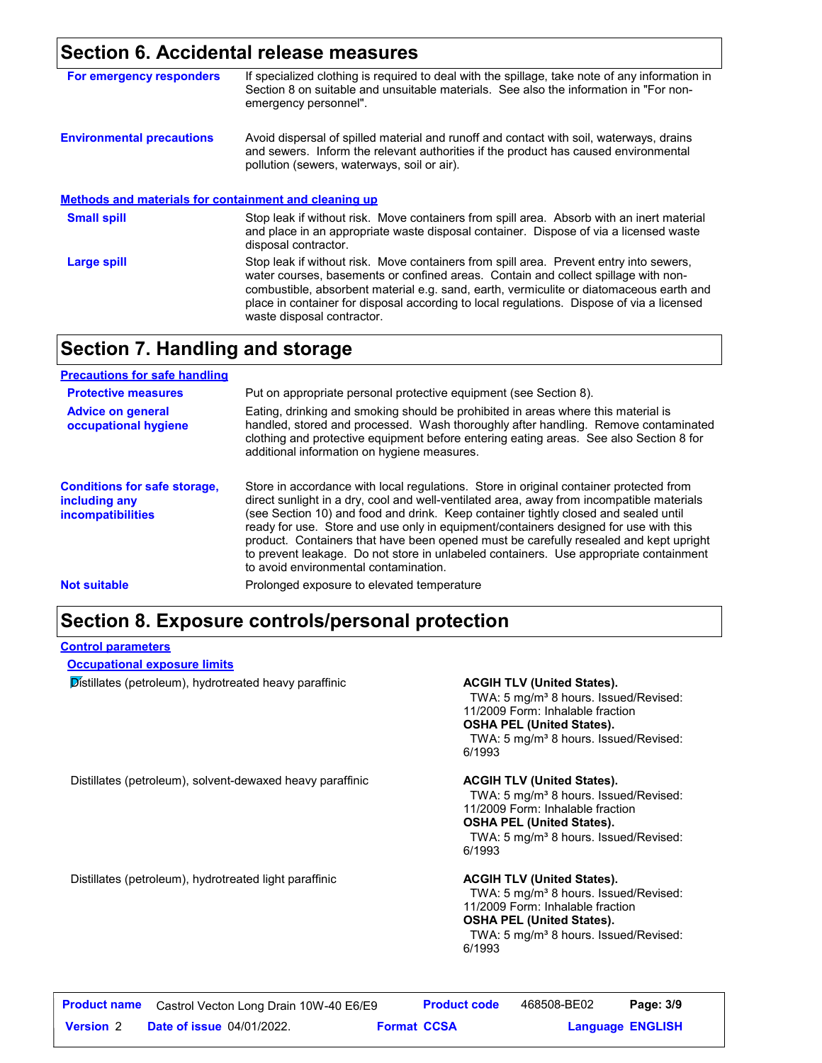## Section 6. Accidental release measures

**For emergency responders**

If specialized clothing is required to deal with the spillage, take note of any information in Section 8 on suitable and unsuitable materials. See also the information in "For non-emergency personnel".

**Environmental precautions**

Avoid dispersal of spilled material and runoff and contact with soil, waterways, drains and sewers. Inform the relevant authorities if the product has caused environmental pollution (sewers, waterways, soil or air).

### Methods and materials for containment and cleaning up

**Small spill**

Stop leak if without risk. Move containers from spill area. Absorb with an inert material and place in an appropriate waste disposal container. Dispose of via a licensed waste disposal contractor.

**Large spill**

Stop leak if without risk. Move containers from spill area. Prevent entry into sewers, water courses, basements or confined areas. Contain and collect spillage with non-combustible, absorbent material e.g. sand, earth, vermiculite or diatomaceous earth and place in container for disposal according to local regulations. Dispose of via a licensed waste disposal contractor.

## Section 7. Handling and storage

### Precautions for safe handling

**Protective measures**

Put on appropriate personal protective equipment (see Section 8).

**Advice on general occupational hygiene**

Eating, drinking and smoking should be prohibited in areas where this material is handled, stored and processed. Wash thoroughly after handling. Remove contaminated clothing and protective equipment before entering eating areas. See also Section 8 for additional information on hygiene measures.

**Conditions for safe storage, including any incompatibilities**

Store in accordance with local regulations. Store in original container protected from direct sunlight in a dry, cool and well-ventilated area, away from incompatible materials (see Section 10) and food and drink. Keep container tightly closed and sealed until ready for use. Store and use only in equipment/containers designed for use with this product. Containers that have been opened must be carefully resealed and kept upright to prevent leakage. Do not store in unlabeled containers. Use appropriate containment to avoid environmental contamination.

**Not suitable**

Prolonged exposure to elevated temperature

## Section 8. Exposure controls/personal protection

### Control parameters

#### Occupational exposure limits

| Ingredient | Exposure limits |
| --- | --- |
| Distillates (petroleum), hydrotreated heavy paraffinic | **ACGIH TLV (United States).** TWA: 5 mg/m³ 8 hours. Issued/Revised: 11/2009 Form: Inhalable fraction **OSHA PEL (United States).** TWA: 5 mg/m³ 8 hours. Issued/Revised: 6/1993 |
| Distillates (petroleum), solvent-dewaxed heavy paraffinic | **ACGIH TLV (United States).** TWA: 5 mg/m³ 8 hours. Issued/Revised: 11/2009 Form: Inhalable fraction **OSHA PEL (United States).** TWA: 5 mg/m³ 8 hours. Issued/Revised: 6/1993 |
| Distillates (petroleum), hydrotreated light paraffinic | **ACGIH TLV (United States).** TWA: 5 mg/m³ 8 hours. Issued/Revised: 11/2009 Form: Inhalable fraction **OSHA PEL (United States).** TWA: 5 mg/m³ 8 hours. Issued/Revised: 6/1993 |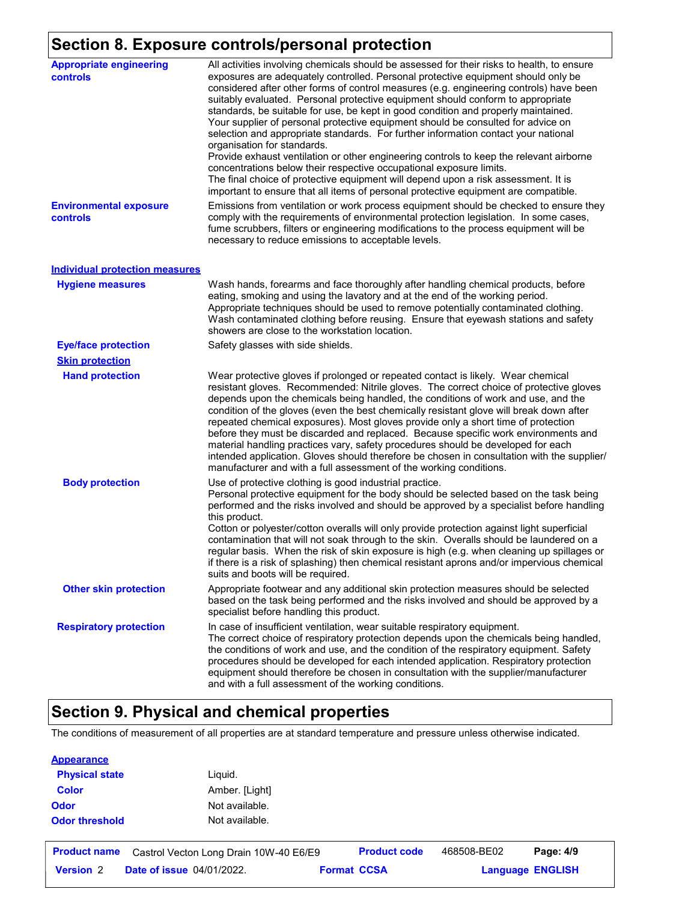## Section 8. Exposure controls/personal protection

**Appropriate engineering controls**

All activities involving chemicals should be assessed for their risks to health, to ensure exposures are adequately controlled. Personal protective equipment should only be considered after other forms of control measures (e.g. engineering controls) have been suitably evaluated. Personal protective equipment should conform to appropriate standards, be suitable for use, be kept in good condition and properly maintained. Your supplier of personal protective equipment should be consulted for advice on selection and appropriate standards. For further information contact your national organisation for standards.
Provide exhaust ventilation or other engineering controls to keep the relevant airborne concentrations below their respective occupational exposure limits.
The final choice of protective equipment will depend upon a risk assessment. It is important to ensure that all items of personal protective equipment are compatible.

**Environmental exposure controls**

Emissions from ventilation or work process equipment should be checked to ensure they comply with the requirements of environmental protection legislation. In some cases, fume scrubbers, filters or engineering modifications to the process equipment will be necessary to reduce emissions to acceptable levels.

### Individual protection measures

**Hygiene measures**

Wash hands, forearms and face thoroughly after handling chemical products, before eating, smoking and using the lavatory and at the end of the working period. Appropriate techniques should be used to remove potentially contaminated clothing. Wash contaminated clothing before reusing. Ensure that eyewash stations and safety showers are close to the workstation location.

**Eye/face protection**

Safety glasses with side shields.

**Skin protection**

**Hand protection**

Wear protective gloves if prolonged or repeated contact is likely. Wear chemical resistant gloves. Recommended: Nitrile gloves. The correct choice of protective gloves depends upon the chemicals being handled, the conditions of work and use, and the condition of the gloves (even the best chemically resistant glove will break down after repeated chemical exposures). Most gloves provide only a short time of protection before they must be discarded and replaced. Because specific work environments and material handling practices vary, safety procedures should be developed for each intended application. Gloves should therefore be chosen in consultation with the supplier/ manufacturer and with a full assessment of the working conditions.

**Body protection**

Use of protective clothing is good industrial practice.
Personal protective equipment for the body should be selected based on the task being performed and the risks involved and should be approved by a specialist before handling this product.
Cotton or polyester/cotton overalls will only provide protection against light superficial contamination that will not soak through to the skin. Overalls should be laundered on a regular basis. When the risk of skin exposure is high (e.g. when cleaning up spillages or if there is a risk of splashing) then chemical resistant aprons and/or impervious chemical suits and boots will be required.

**Other skin protection**

Appropriate footwear and any additional skin protection measures should be selected based on the task being performed and the risks involved and should be approved by a specialist before handling this product.

**Respiratory protection**

In case of insufficient ventilation, wear suitable respiratory equipment.
The correct choice of respiratory protection depends upon the chemicals being handled, the conditions of work and use, and the condition of the respiratory equipment. Safety procedures should be developed for each intended application. Respiratory protection equipment should therefore be chosen in consultation with the supplier/manufacturer and with a full assessment of the working conditions.

## Section 9. Physical and chemical properties

The conditions of measurement of all properties are at standard temperature and pressure unless otherwise indicated.

**Appearance**

| | |
|---|---|
| **Physical state** | Liquid. |
| **Color** | Amber. [Light] |
| **Odor** | Not available. |
| **Odor threshold** | Not available. |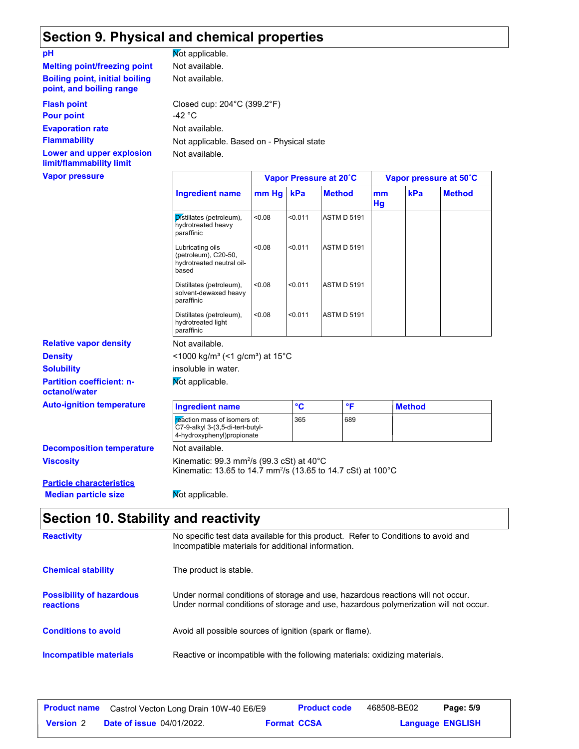## Section 9. Physical and chemical properties

**pH**: Not applicable.

**Melting point/freezing point**: Not available.

**Boiling point, initial boiling point, and boiling range**: Not available.

**Flash point**: Closed cup: 204°C (399.2°F)

**Pour point**: -42 °C

**Evaporation rate**: Not available.

**Flammability**: Not applicable. Based on - Physical state

**Lower and upper explosion limit/flammability limit**: Not available.

**Vapor pressure**

| Ingredient name | Vapor Pressure at 20˚C | | | Vapor pressure at 50˚C | | |
|---|---|---|---|---|---|---|
| | mm Hg | kPa | Method | mm Hg | kPa | Method |
| Distillates (petroleum), hydrotreated heavy paraffinic | <0.08 | <0.011 | ASTM D 5191 | | | |
| Lubricating oils (petroleum), C20-50, hydrotreated neutral oil-based | <0.08 | <0.011 | ASTM D 5191 | | | |
| Distillates (petroleum), solvent-dewaxed heavy paraffinic | <0.08 | <0.011 | ASTM D 5191 | | | |
| Distillates (petroleum), hydrotreated light paraffinic | <0.08 | <0.011 | ASTM D 5191 | | | |

**Relative vapor density**: Not available.

**Density**: <1000 kg/m³ (<1 g/cm³) at 15°C

**Solubility**: insoluble in water.

**Partition coefficient: n-octanol/water**: Not applicable.

**Auto-ignition temperature**

| Ingredient name | °C | °F | Method |
|---|---|---|---|
| reaction mass of isomers of: C7-9-alkyl 3-(3,5-di-tert-butyl-4-hydroxyphenyl)propionate | 365 | 689 | |

**Decomposition temperature**: Not available.

**Viscosity**: Kinematic: 99.3 mm²/s (99.3 cSt) at 40°C
Kinematic: 13.65 to 14.7 mm²/s (13.65 to 14.7 cSt) at 100°C

**Particle characteristics**

**Median particle size**: Not applicable.

## Section 10. Stability and reactivity

**Reactivity**: No specific test data available for this product. Refer to Conditions to avoid and Incompatible materials for additional information.

**Chemical stability**: The product is stable.

**Possibility of hazardous reactions**: Under normal conditions of storage and use, hazardous reactions will not occur. Under normal conditions of storage and use, hazardous polymerization will not occur.

**Conditions to avoid**: Avoid all possible sources of ignition (spark or flame).

**Incompatible materials**: Reactive or incompatible with the following materials: oxidizing materials.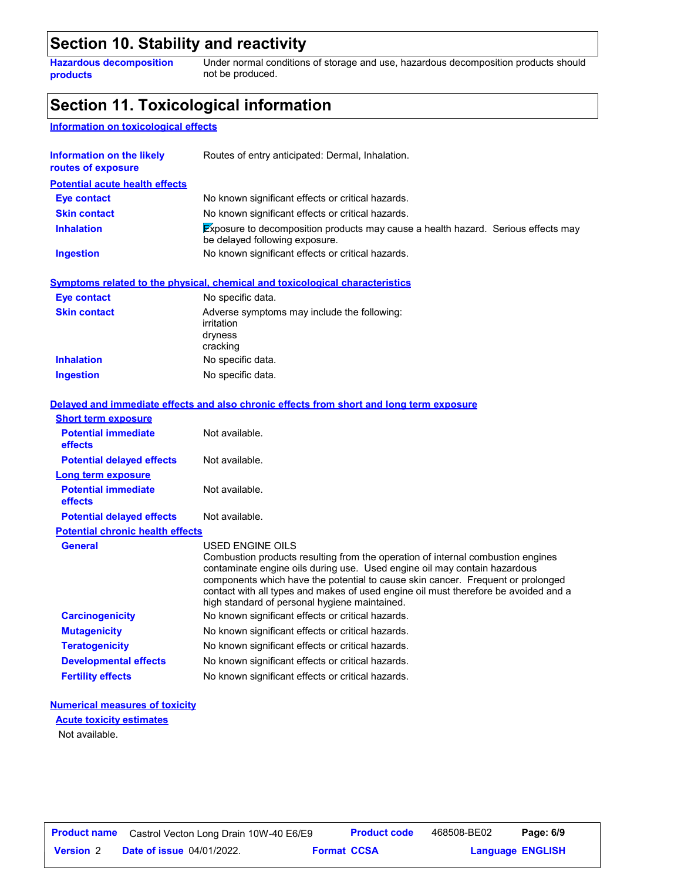## Section 10. Stability and reactivity

| | |
|---|---|
| **Hazardous decomposition products** | Under normal conditions of storage and use, hazardous decomposition products should not be produced. |

## Section 11. Toxicological information

### Information on toxicological effects

| | |
|---|---|
| **Information on the likely routes of exposure** | Routes of entry anticipated: Dermal, Inhalation. |

**Potential acute health effects**

| | |
|---|---|
| **Eye contact** | No known significant effects or critical hazards. |
| **Skin contact** | No known significant effects or critical hazards. |
| **Inhalation** | Exposure to decomposition products may cause a health hazard. Serious effects may be delayed following exposure. |
| **Ingestion** | No known significant effects or critical hazards. |

**Symptoms related to the physical, chemical and toxicological characteristics**

| | |
|---|---|
| **Eye contact** | No specific data. |
| **Skin contact** | Adverse symptoms may include the following:<br>irritation<br>dryness<br>cracking |
| **Inhalation** | No specific data. |
| **Ingestion** | No specific data. |

**Delayed and immediate effects and also chronic effects from short and long term exposure**

**Short term exposure**

| | |
|---|---|
| **Potential immediate effects** | Not available. |
| **Potential delayed effects** | Not available. |

**Long term exposure**

| | |
|---|---|
| **Potential immediate effects** | Not available. |
| **Potential delayed effects** | Not available. |

**Potential chronic health effects**

| | |
|---|---|
| **General** | USED ENGINE OILS<br>Combustion products resulting from the operation of internal combustion engines contaminate engine oils during use. Used engine oil may contain hazardous components which have the potential to cause skin cancer. Frequent or prolonged contact with all types and makes of used engine oil must therefore be avoided and a high standard of personal hygiene maintained. |
| **Carcinogenicity** | No known significant effects or critical hazards. |
| **Mutagenicity** | No known significant effects or critical hazards. |
| **Teratogenicity** | No known significant effects or critical hazards. |
| **Developmental effects** | No known significant effects or critical hazards. |
| **Fertility effects** | No known significant effects or critical hazards. |

**Numerical measures of toxicity**

**Acute toxicity estimates**

Not available.

| **Product name** | Castrol Vecton Long Drain 10W-40 E6/E9 | **Product code** | 468508-BE02 |
|---|---|---|---|
| **Version** 2 | **Date of issue** 04/01/2022. | **Format** CCSA | **Language** ENGLISH |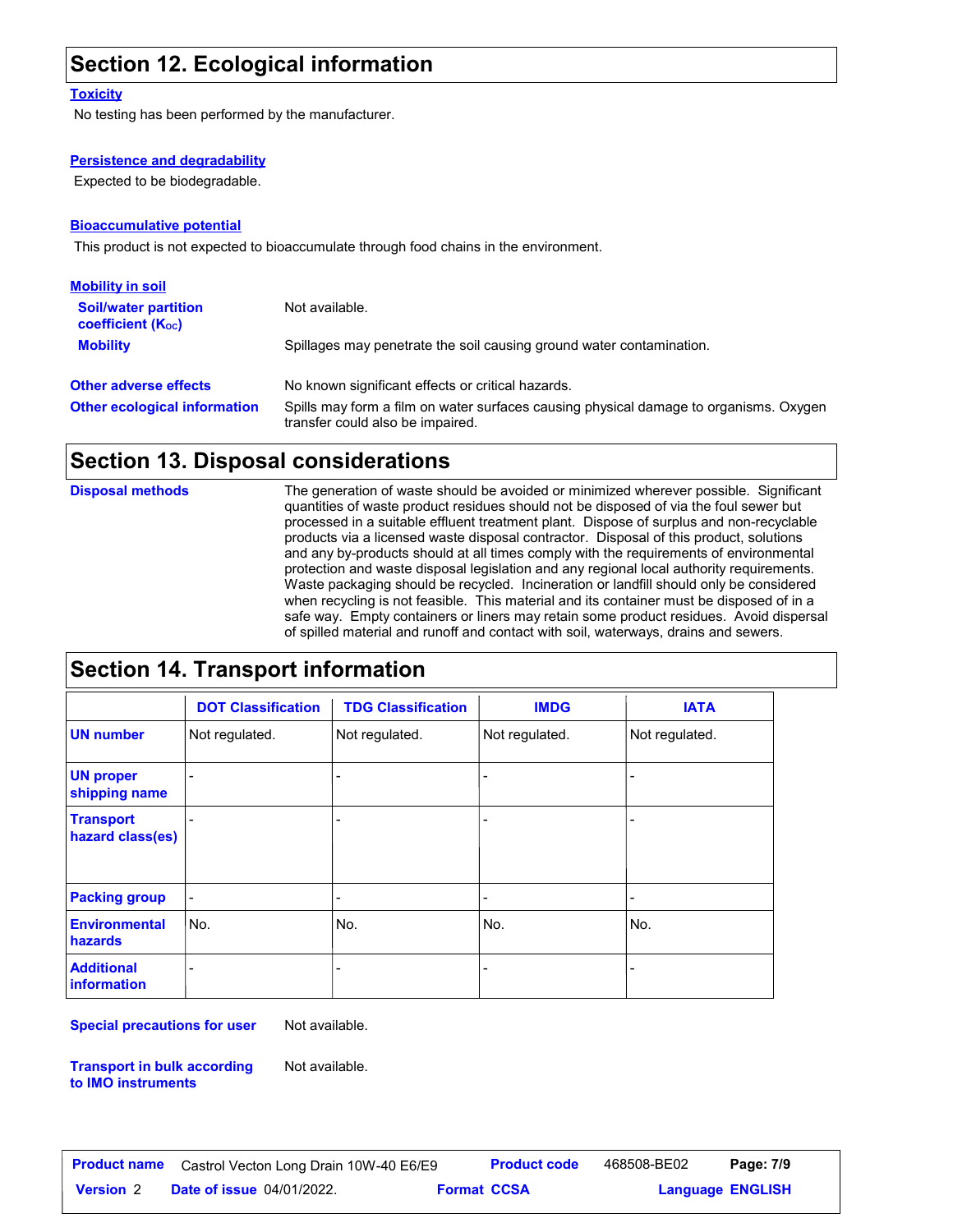## Section 12. Ecological information

### Toxicity

No testing has been performed by the manufacturer.

### Persistence and degradability

Expected to be biodegradable.

### Bioaccumulative potential

This product is not expected to bioaccumulate through food chains in the environment.

### Mobility in soil

**Soil/water partition coefficient ($K_{OC}$)**: Not available.

**Mobility**: Spillages may penetrate the soil causing ground water contamination.

**Other adverse effects**: No known significant effects or critical hazards.

**Other ecological information**: Spills may form a film on water surfaces causing physical damage to organisms. Oxygen transfer could also be impaired.

## Section 13. Disposal considerations

**Disposal methods**: The generation of waste should be avoided or minimized wherever possible. Significant quantities of waste product residues should not be disposed of via the foul sewer but processed in a suitable effluent treatment plant. Dispose of surplus and non-recyclable products via a licensed waste disposal contractor. Disposal of this product, solutions and any by-products should at all times comply with the requirements of environmental protection and waste disposal legislation and any regional local authority requirements. Waste packaging should be recycled. Incineration or landfill should only be considered when recycling is not feasible. This material and its container must be disposed of in a safe way. Empty containers or liners may retain some product residues. Avoid dispersal of spilled material and runoff and contact with soil, waterways, drains and sewers.

## Section 14. Transport information

| | DOT Classification | TDG Classification | IMDG | IATA |
|---|---|---|---|---|
| UN number | Not regulated. | Not regulated. | Not regulated. | Not regulated. |
| UN proper shipping name | - | - | - | - |
| Transport hazard class(es) | - | - | - | - |
| Packing group | - | - | - | - |
| Environmental hazards | No. | No. | No. | No. |
| Additional information | - | - | - | - |

**Special precautions for user**: Not available.

**Transport in bulk according to IMO instruments**: Not available.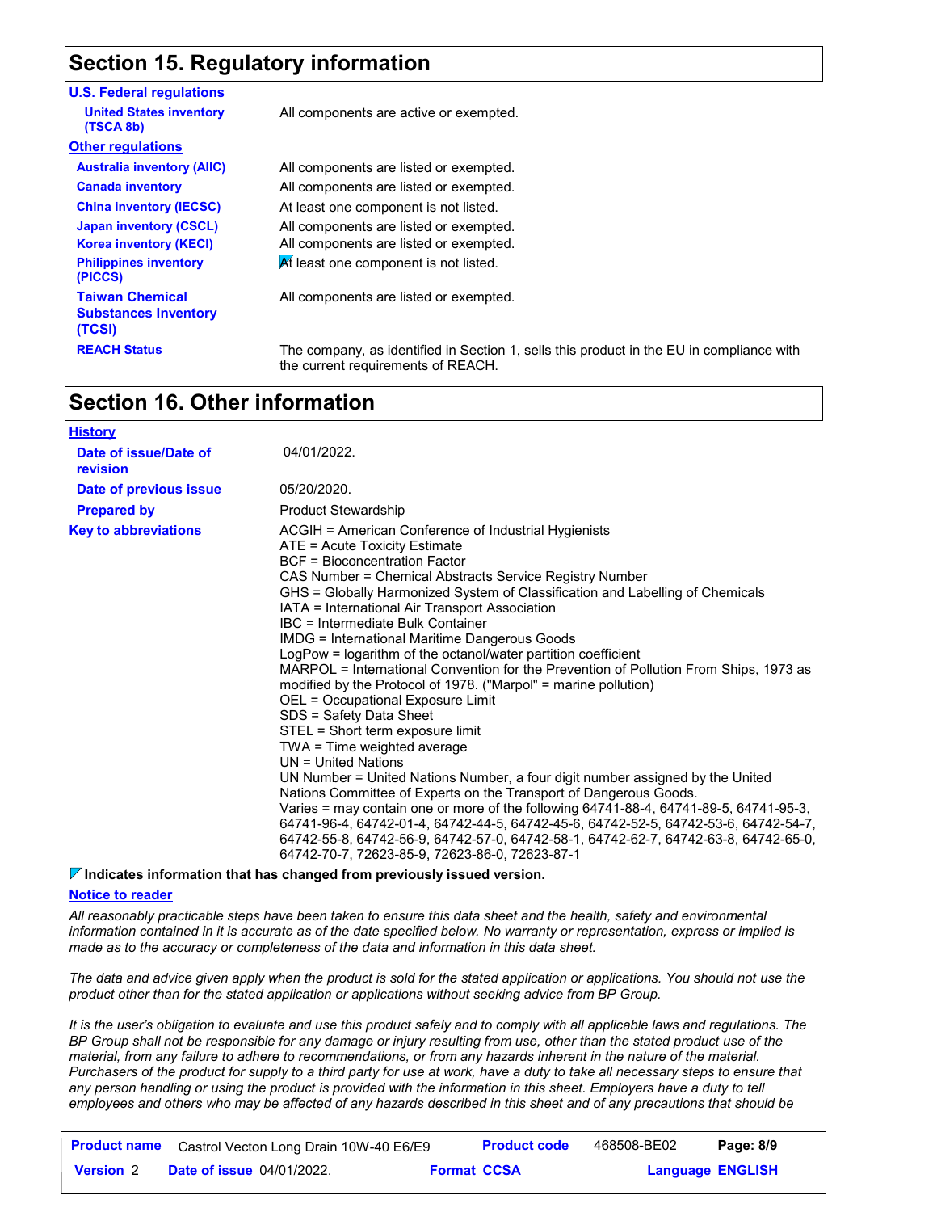## Section 15. Regulatory information

**U.S. Federal regulations**

| | |
|---|---|
| **United States inventory (TSCA 8b)** | All components are active or exempted. |

**Other regulations**

| | |
|---|---|
| **Australia inventory (AIIC)** | All components are listed or exempted. |
| **Canada inventory** | All components are listed or exempted. |
| **China inventory (IECSC)** | At least one component is not listed. |
| **Japan inventory (CSCL)** | All components are listed or exempted. |
| **Korea inventory (KECI)** | All components are listed or exempted. |
| **Philippines inventory (PICCS)** | At least one component is not listed. |
| **Taiwan Chemical Substances Inventory (TCSI)** | All components are listed or exempted. |
| **REACH Status** | The company, as identified in Section 1, sells this product in the EU in compliance with the current requirements of REACH. |

## Section 16. Other information

**History**

| | |
|---|---|
| **Date of issue/Date of revision** | 04/01/2022. |
| **Date of previous issue** | 05/20/2020. |
| **Prepared by** | Product Stewardship |

**Key to abbreviations**

ACGIH = American Conference of Industrial Hygienists
ATE = Acute Toxicity Estimate
BCF = Bioconcentration Factor
CAS Number = Chemical Abstracts Service Registry Number
GHS = Globally Harmonized System of Classification and Labelling of Chemicals
IATA = International Air Transport Association
IBC = Intermediate Bulk Container
IMDG = International Maritime Dangerous Goods
LogPow = logarithm of the octanol/water partition coefficient
MARPOL = International Convention for the Prevention of Pollution From Ships, 1973 as modified by the Protocol of 1978. ("Marpol" = marine pollution)
OEL = Occupational Exposure Limit
SDS = Safety Data Sheet
STEL = Short term exposure limit
TWA = Time weighted average
UN = United Nations
UN Number = United Nations Number, a four digit number assigned by the United Nations Committee of Experts on the Transport of Dangerous Goods.
Varies = may contain one or more of the following 64741-88-4, 64741-89-5, 64741-95-3, 64741-96-4, 64742-01-4, 64742-44-5, 64742-45-6, 64742-52-5, 64742-53-6, 64742-54-7, 64742-55-8, 64742-56-9, 64742-57-0, 64742-58-1, 64742-62-7, 64742-63-8, 64742-65-0, 64742-70-7, 72623-85-9, 72623-86-0, 72623-87-1

**Indicates information that has changed from previously issued version.**

**Notice to reader**

*All reasonably practicable steps have been taken to ensure this data sheet and the health, safety and environmental information contained in it is accurate as of the date specified below. No warranty or representation, express or implied is made as to the accuracy or completeness of the data and information in this data sheet.*

*The data and advice given apply when the product is sold for the stated application or applications. You should not use the product other than for the stated application or applications without seeking advice from BP Group.*

*It is the user's obligation to evaluate and use this product safely and to comply with all applicable laws and regulations. The BP Group shall not be responsible for any damage or injury resulting from use, other than the stated product use of the material, from any failure to adhere to recommendations, or from any hazards inherent in the nature of the material. Purchasers of the product for supply to a third party for use at work, have a duty to take all necessary steps to ensure that any person handling or using the product is provided with the information in this sheet. Employers have a duty to tell employees and others who may be affected of any hazards described in this sheet and of any precautions that should be*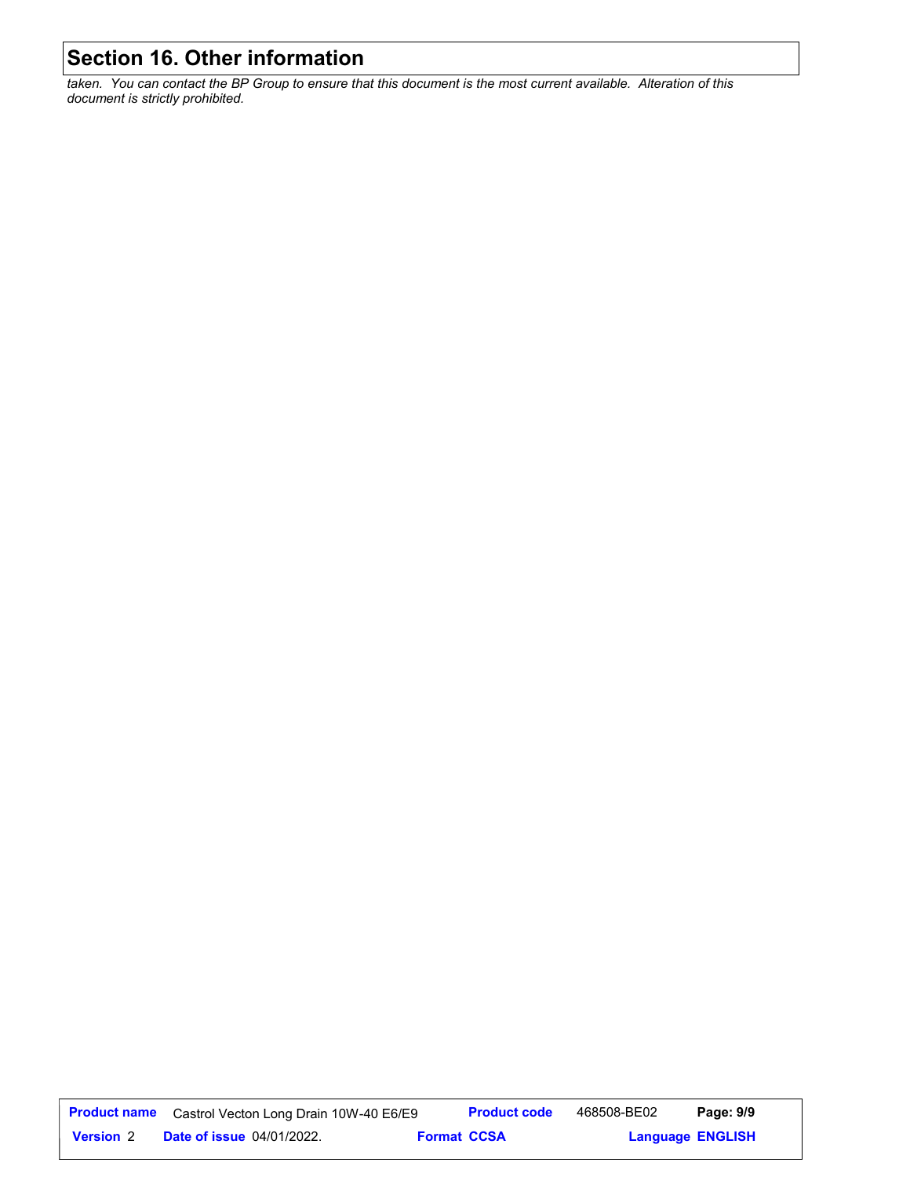## Section 16. Other information

*taken. You can contact the BP Group to ensure that this document is the most current available. Alteration of this document is strictly prohibited.*